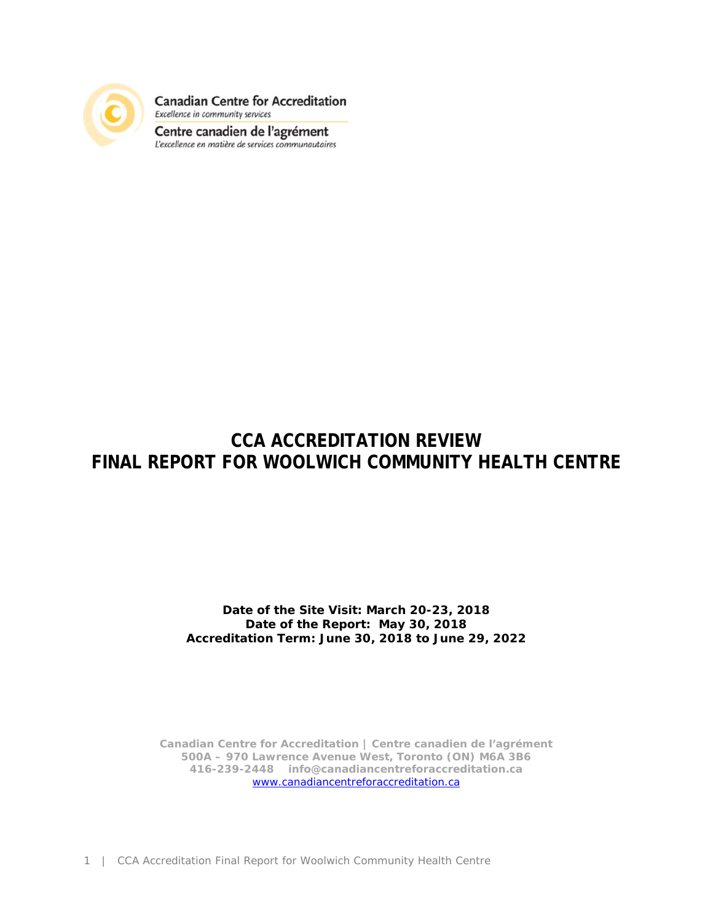Canadian Centre for Accreditation
*Excellence in community services*

Centre canadien de l'agrément
*L'excellence en matière de services communautaires*

# CCA ACCREDITATION REVIEW
# FINAL REPORT FOR WOOLWICH COMMUNITY HEALTH CENTRE

**Date of the Site Visit: March 20-23, 2018**
**Date of the Report: May 30, 2018**
**Accreditation Term: June 30, 2018 to June 29, 2022**

**Canadian Centre for Accreditation | Centre canadien de l'agrément**
**500A – 970 Lawrence Avenue West, Toronto (ON) M6A 3B6**
**416-239-2448 info@canadiancentreforaccreditation.ca**
www.canadiancentreforaccreditation.ca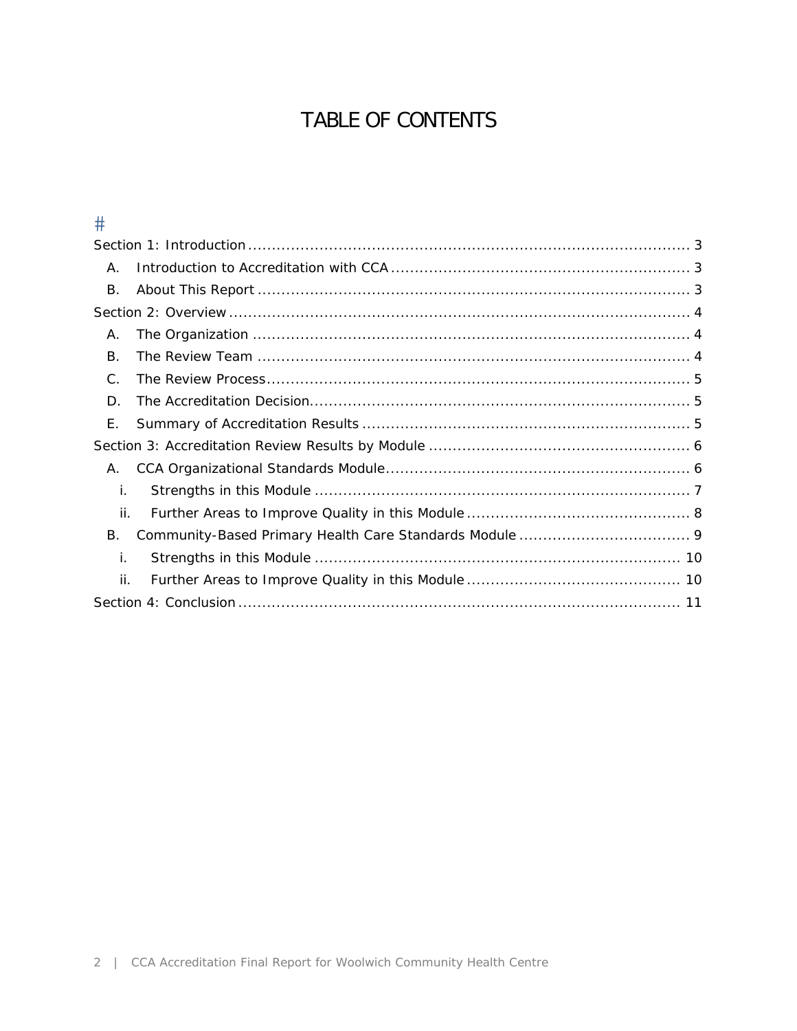# TABLE OF CONTENTS

#

Section 1: Introduction ........................................................................................ 3
- A. Introduction to Accreditation with CCA ........................................................ 3
- B. About This Report ....................................................................................... 3

Section 2: Overview ............................................................................................ 4
- A. The Organization ........................................................................................ 4
- B. The Review Team ........................................................................................ 4
- C. The Review Process ..................................................................................... 5
- D. The Accreditation Decision ........................................................................... 5
- E. Summary of Accreditation Results ................................................................ 5

Section 3: Accreditation Review Results by Module ................................................. 6
- A. CCA Organizational Standards Module .......................................................... 6
  - i. Strengths in this Module ........................................................................ 7
  - ii. Further Areas to Improve Quality in this Module ......................................... 8
- B. Community-Based Primary Health Care Standards Module ................................. 9
  - i. Strengths in this Module ........................................................................ 10
  - ii. Further Areas to Improve Quality in this Module ......................................... 10

Section 4: Conclusion .......................................................................................... 11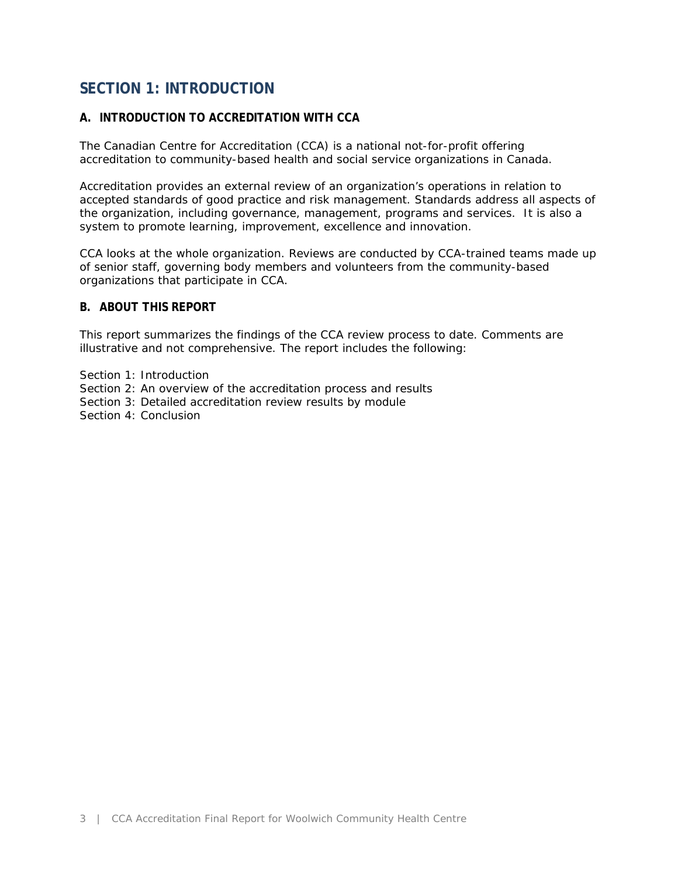# SECTION 1: INTRODUCTION

## A. INTRODUCTION TO ACCREDITATION WITH CCA

The Canadian Centre for Accreditation (CCA) is a national not-for-profit offering accreditation to community-based health and social service organizations in Canada.

Accreditation provides an external review of an organization's operations in relation to accepted standards of good practice and risk management. Standards address all aspects of the organization, including governance, management, programs and services. It is also a system to promote learning, improvement, excellence and innovation.

CCA looks at the whole organization. Reviews are conducted by CCA-trained teams made up of senior staff, governing body members and volunteers from the community-based organizations that participate in CCA.

## B. ABOUT THIS REPORT

This report summarizes the findings of the CCA review process to date. Comments are illustrative and not comprehensive. The report includes the following:

Section 1: Introduction
Section 2: An overview of the accreditation process and results
Section 3: Detailed accreditation review results by module
Section 4: Conclusion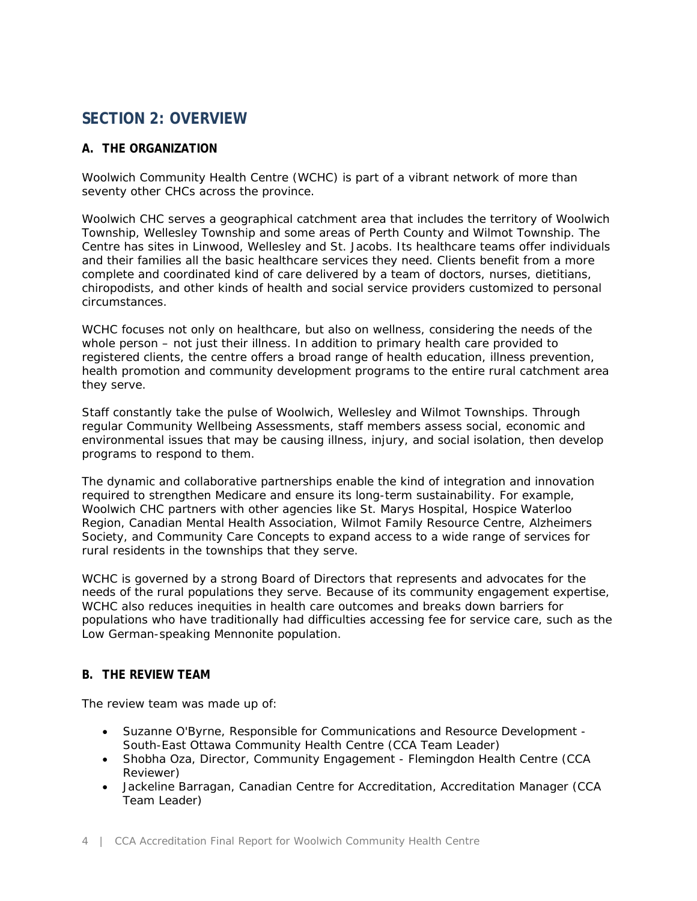## SECTION 2: OVERVIEW

### A. THE ORGANIZATION

Woolwich Community Health Centre (WCHC) is part of a vibrant network of more than seventy other CHCs across the province.

Woolwich CHC serves a geographical catchment area that includes the territory of Woolwich Township, Wellesley Township and some areas of Perth County and Wilmot Township. The Centre has sites in Linwood, Wellesley and St. Jacobs. Its healthcare teams offer individuals and their families all the basic healthcare services they need. Clients benefit from a more complete and coordinated kind of care delivered by a team of doctors, nurses, dietitians, chiropodists, and other kinds of health and social service providers customized to personal circumstances.

WCHC focuses not only on healthcare, but also on wellness, considering the needs of the whole person – not just their illness. In addition to primary health care provided to registered clients, the centre offers a broad range of health education, illness prevention, health promotion and community development programs to the entire rural catchment area they serve.

Staff constantly take the pulse of Woolwich, Wellesley and Wilmot Townships. Through regular Community Wellbeing Assessments, staff members assess social, economic and environmental issues that may be causing illness, injury, and social isolation, then develop programs to respond to them.

The dynamic and collaborative partnerships enable the kind of integration and innovation required to strengthen Medicare and ensure its long-term sustainability. For example, Woolwich CHC partners with other agencies like St. Marys Hospital, Hospice Waterloo Region, Canadian Mental Health Association, Wilmot Family Resource Centre, Alzheimers Society, and Community Care Concepts to expand access to a wide range of services for rural residents in the townships that they serve.

WCHC is governed by a strong Board of Directors that represents and advocates for the needs of the rural populations they serve. Because of its community engagement expertise, WCHC also reduces inequities in health care outcomes and breaks down barriers for populations who have traditionally had difficulties accessing fee for service care, such as the Low German-speaking Mennonite population.

### B. THE REVIEW TEAM

The review team was made up of:

- Suzanne O'Byrne, Responsible for Communications and Resource Development - South-East Ottawa Community Health Centre (CCA Team Leader)
- Shobha Oza, Director, Community Engagement - Flemingdon Health Centre (CCA Reviewer)
- Jackeline Barragan, Canadian Centre for Accreditation, Accreditation Manager (CCA Team Leader)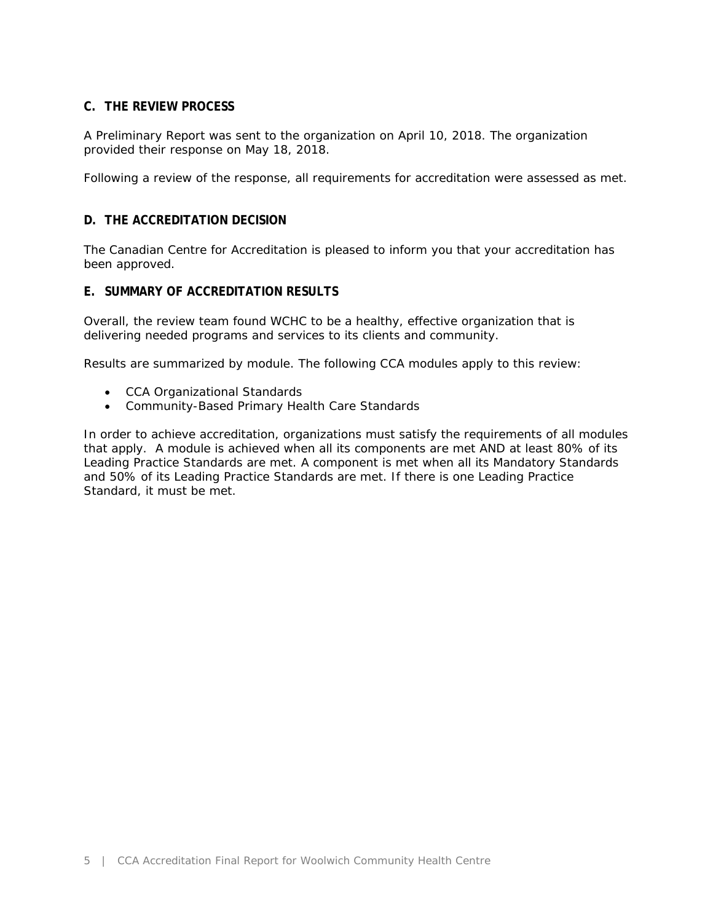## C. THE REVIEW PROCESS

A Preliminary Report was sent to the organization on April 10, 2018. The organization provided their response on May 18, 2018.

Following a review of the response, all requirements for accreditation were assessed as met.

## D. THE ACCREDITATION DECISION

The Canadian Centre for Accreditation is pleased to inform you that your accreditation has been approved.

## E. SUMMARY OF ACCREDITATION RESULTS

Overall, the review team found WCHC to be a healthy, effective organization that is delivering needed programs and services to its clients and community.

Results are summarized by module. The following CCA modules apply to this review:

- CCA Organizational Standards
- Community-Based Primary Health Care Standards

In order to achieve accreditation, organizations must satisfy the requirements of all modules that apply. A module is achieved when all its components are met AND at least 80% of its Leading Practice Standards are met. A component is met when all its Mandatory Standards and 50% of its Leading Practice Standards are met. If there is one Leading Practice Standard, it must be met.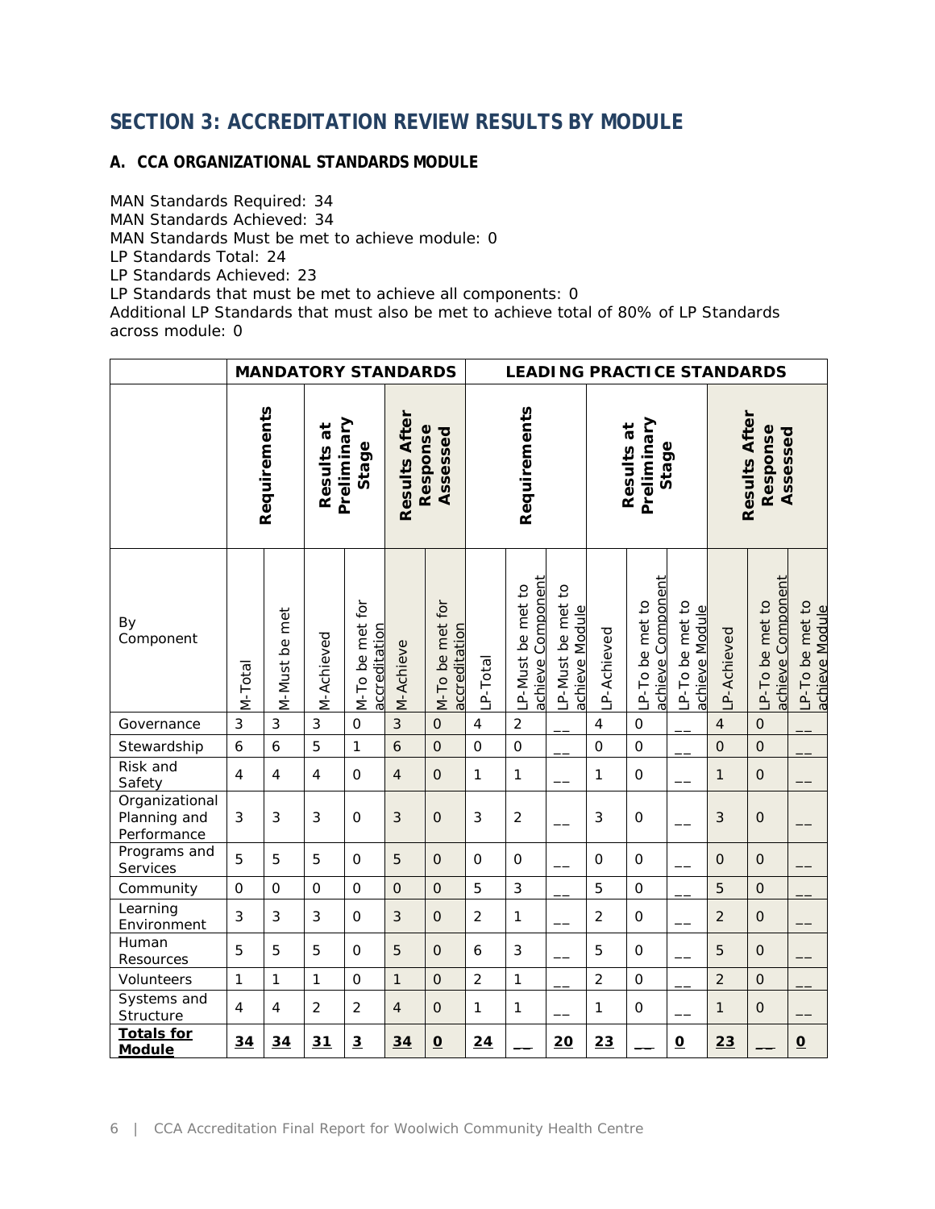# SECTION 3: ACCREDITATION REVIEW RESULTS BY MODULE

## A. CCA ORGANIZATIONAL STANDARDS MODULE

MAN Standards Required: 34
MAN Standards Achieved: 34
MAN Standards Must be met to achieve module: 0
LP Standards Total: 24
LP Standards Achieved: 23
LP Standards that must be met to achieve all components: 0
Additional LP Standards that must also be met to achieve total of 80% of LP Standards across module: 0

| | MANDATORY STANDARDS | | | | | | LEADING PRACTICE STANDARDS | | | | | | | | |
|---|---|---|---|---|---|---|---|---|---|---|---|---|---|---|---|
| | Requirements | | Results at Preliminary Stage | | Results After Response Assessed | | Requirements | | | Results at Preliminary Stage | | | Results After Response Assessed | | |
| By Component | M-Total | M-Must be met | M-Achieved | M-To be met for accreditation | M-Achieve | M-To be met for accreditation | LP-Total | LP-Must be met to achieve Component | LP-Must be met to achieve Module | LP-Achieved | LP-To be met to achieve Component | LP-To be met to achieve Module | LP-Achieved | LP-To be met to achieve Component | LP-To be met to achieve Module |
| Governance | 3 | 3 | 3 | 0 | 3 | 0 | 4 | 2 | __ | 4 | 0 | __ | 4 | 0 | __ |
| Stewardship | 6 | 6 | 5 | 1 | 6 | 0 | 0 | 0 | __ | 0 | 0 | __ | 0 | 0 | __ |
| Risk and Safety | 4 | 4 | 4 | 0 | 4 | 0 | 1 | 1 | __ | 1 | 0 | __ | 1 | 0 | __ |
| Organizational Planning and Performance | 3 | 3 | 3 | 0 | 3 | 0 | 3 | 2 | __ | 3 | 0 | __ | 3 | 0 | __ |
| Programs and Services | 5 | 5 | 5 | 0 | 5 | 0 | 0 | 0 | __ | 0 | 0 | __ | 0 | 0 | __ |
| Community | 0 | 0 | 0 | 0 | 0 | 0 | 5 | 3 | __ | 5 | 0 | __ | 5 | 0 | __ |
| Learning Environment | 3 | 3 | 3 | 0 | 3 | 0 | 2 | 1 | __ | 2 | 0 | __ | 2 | 0 | __ |
| Human Resources | 5 | 5 | 5 | 0 | 5 | 0 | 6 | 3 | __ | 5 | 0 | __ | 5 | 0 | __ |
| Volunteers | 1 | 1 | 1 | 0 | 1 | 0 | 2 | 1 | __ | 2 | 0 | __ | 2 | 0 | __ |
| Systems and Structure | 4 | 4 | 2 | 2 | 4 | 0 | 1 | 1 | __ | 1 | 0 | __ | 1 | 0 | __ |
| **Totals for Module** | **34** | **34** | **31** | **3** | **34** | **0** | **24** | __ | **20** | **23** | __ | **0** | **23** | __ | **0** |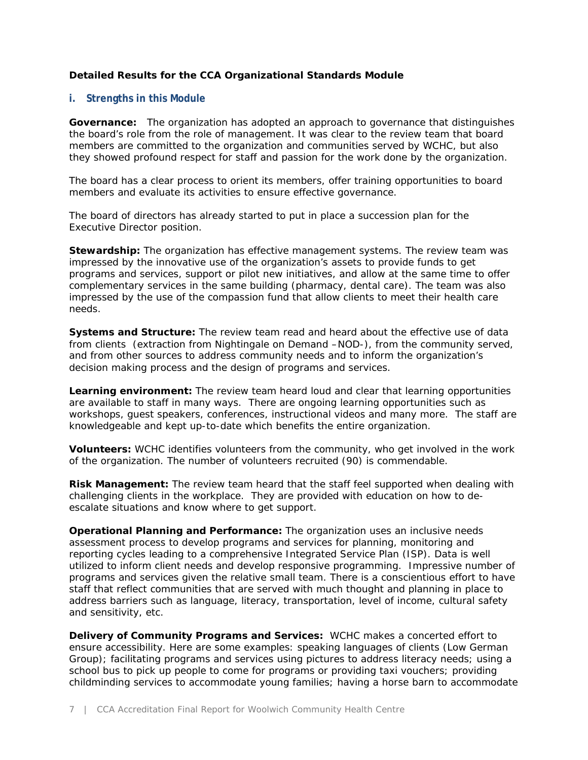**Detailed Results for the CCA Organizational Standards Module**

### i. *Strengths in this Module*

**Governance:** The organization has adopted an approach to governance that distinguishes the board's role from the role of management. It was clear to the review team that board members are committed to the organization and communities served by WCHC, but also they showed profound respect for staff and passion for the work done by the organization.

The board has a clear process to orient its members, offer training opportunities to board members and evaluate its activities to ensure effective governance.

The board of directors has already started to put in place a succession plan for the Executive Director position.

**Stewardship:** The organization has effective management systems. The review team was impressed by the innovative use of the organization's assets to provide funds to get programs and services, support or pilot new initiatives, and allow at the same time to offer complementary services in the same building (pharmacy, dental care). The team was also impressed by the use of the compassion fund that allow clients to meet their health care needs.

**Systems and Structure:** The review team read and heard about the effective use of data from clients (extraction from Nightingale on Demand –NOD-), from the community served, and from other sources to address community needs and to inform the organization's decision making process and the design of programs and services.

**Learning environment:** The review team heard loud and clear that learning opportunities are available to staff in many ways. There are ongoing learning opportunities such as workshops, guest speakers, conferences, instructional videos and many more. The staff are knowledgeable and kept up-to-date which benefits the entire organization.

**Volunteers:** WCHC identifies volunteers from the community, who get involved in the work of the organization. The number of volunteers recruited (90) is commendable.

**Risk Management:** The review team heard that the staff feel supported when dealing with challenging clients in the workplace. They are provided with education on how to de-escalate situations and know where to get support.

**Operational Planning and Performance:** The organization uses an inclusive needs assessment process to develop programs and services for planning, monitoring and reporting cycles leading to a comprehensive Integrated Service Plan (ISP). Data is well utilized to inform client needs and develop responsive programming. Impressive number of programs and services given the relative small team. There is a conscientious effort to have staff that reflect communities that are served with much thought and planning in place to address barriers such as language, literacy, transportation, level of income, cultural safety and sensitivity, etc.

**Delivery of Community Programs and Services:** WCHC makes a concerted effort to ensure accessibility. Here are some examples: speaking languages of clients (Low German Group); facilitating programs and services using pictures to address literacy needs; using a school bus to pick up people to come for programs or providing taxi vouchers; providing childminding services to accommodate young families; having a horse barn to accommodate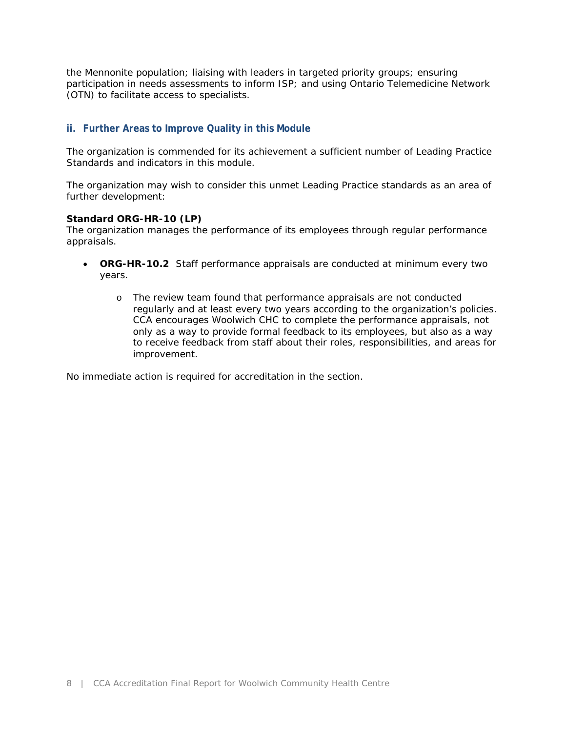the Mennonite population; liaising with leaders in targeted priority groups; ensuring participation in needs assessments to inform ISP; and using Ontario Telemedicine Network (OTN) to facilitate access to specialists.

### ii. Further Areas to Improve Quality in this Module

The organization is commended for its achievement a sufficient number of Leading Practice Standards and indicators in this module.

The organization may wish to consider this unmet Leading Practice standards as an area of further development:

**Standard ORG-HR-10 (LP)**
The organization manages the performance of its employees through regular performance appraisals.

- **ORG-HR-10.2** Staff performance appraisals are conducted at minimum every two years.
  - The review team found that performance appraisals are not conducted regularly and at least every two years according to the organization's policies. CCA encourages Woolwich CHC to complete the performance appraisals, not only as a way to provide formal feedback to its employees, but also as a way to receive feedback from staff about their roles, responsibilities, and areas for improvement.

No immediate action is required for accreditation in the section.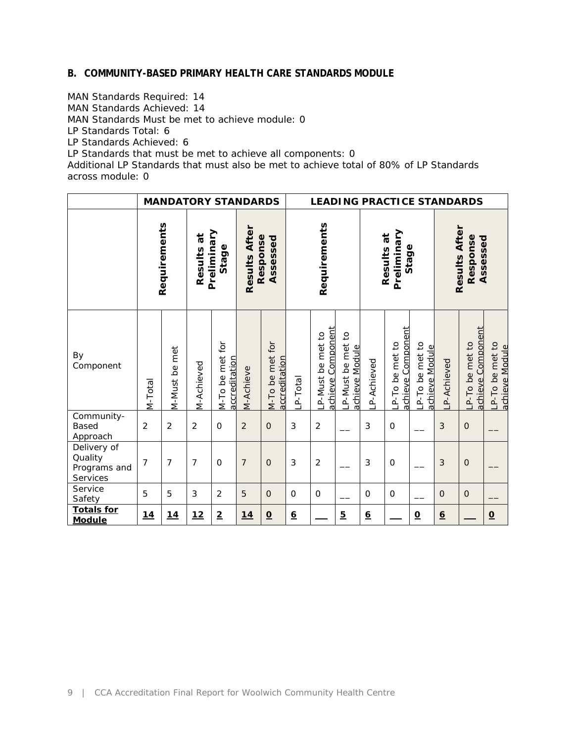## B. COMMUNITY-BASED PRIMARY HEALTH CARE STANDARDS MODULE

MAN Standards Required: 14
MAN Standards Achieved: 14
MAN Standards Must be met to achieve module: 0
LP Standards Total: 6
LP Standards Achieved: 6
LP Standards that must be met to achieve all components: 0
Additional LP Standards that must also be met to achieve total of 80% of LP Standards across module: 0

| | MANDATORY STANDARDS | | | | | | LEADING PRACTICE STANDARDS | | | | | | | | |
|---|---|---|---|---|---|---|---|---|---|---|---|---|---|---|---|
| | Requirements | | Results at Preliminary Stage | | Results After Response Assessed | | Requirements | | | Results at Preliminary Stage | | | Results After Response Assessed | | |
| By Component | M-Total | M-Must be met | M-Achieved | M-To be met for accreditation | M-Achieve | M-To be met for accreditation | LP-Total | LP-Must be met to achieve Component | LP-Must be met to achieve Module | LP-Achieved | LP-To be met to achieve Component | LP-To be met to achieve Module | LP-Achieved | LP-To be met to achieve Component | LP-To be met to achieve Module |
| Community-Based Approach | 2 | 2 | 2 | 0 | 2 | 0 | 3 | 2 | __ | 3 | 0 | __ | 3 | 0 | __ |
| Delivery of Quality Programs and Services | 7 | 7 | 7 | 0 | 7 | 0 | 3 | 2 | __ | 3 | 0 | __ | 3 | 0 | __ |
| Service Safety | 5 | 5 | 3 | 2 | 5 | 0 | 0 | 0 | __ | 0 | 0 | __ | 0 | 0 | __ |
| **Totals for Module** | **14** | **14** | **12** | **2** | **14** | **0** | **6** | ___ | **5** | **6** | ___ | **0** | **6** | ___ | **0** |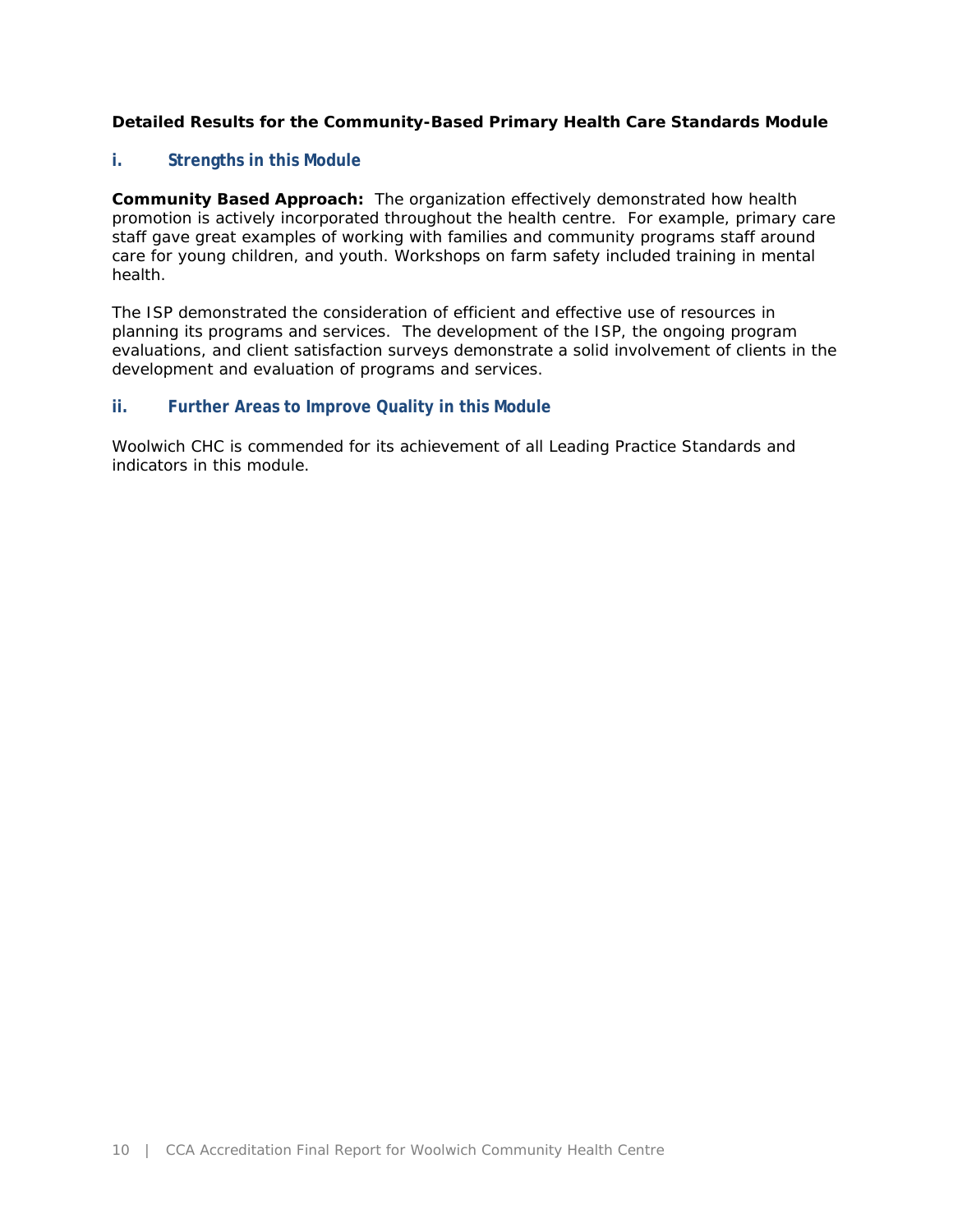**Detailed Results for the Community-Based Primary Health Care Standards Module**

### i. Strengths in this Module

**Community Based Approach:** The organization effectively demonstrated how health promotion is actively incorporated throughout the health centre. For example, primary care staff gave great examples of working with families and community programs staff around care for young children, and youth. Workshops on farm safety included training in mental health.

The ISP demonstrated the consideration of efficient and effective use of resources in planning its programs and services. The development of the ISP, the ongoing program evaluations, and client satisfaction surveys demonstrate a solid involvement of clients in the development and evaluation of programs and services.

### ii. Further Areas to Improve Quality in this Module

Woolwich CHC is commended for its achievement of all Leading Practice Standards and indicators in this module.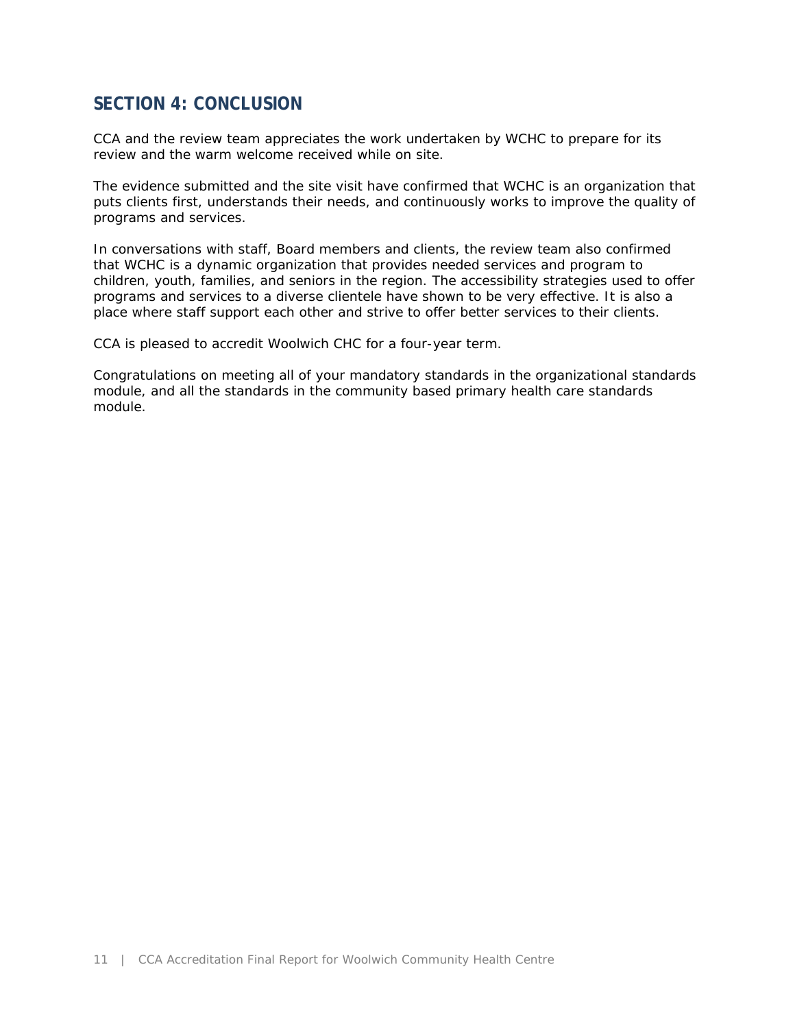## SECTION 4: CONCLUSION

CCA and the review team appreciates the work undertaken by WCHC to prepare for its review and the warm welcome received while on site.

The evidence submitted and the site visit have confirmed that WCHC is an organization that puts clients first, understands their needs, and continuously works to improve the quality of programs and services.

In conversations with staff, Board members and clients, the review team also confirmed that WCHC is a dynamic organization that provides needed services and program to children, youth, families, and seniors in the region. The accessibility strategies used to offer programs and services to a diverse clientele have shown to be very effective. It is also a place where staff support each other and strive to offer better services to their clients.

CCA is pleased to accredit Woolwich CHC for a four-year term.

Congratulations on meeting all of your mandatory standards in the organizational standards module, and all the standards in the community based primary health care standards module.